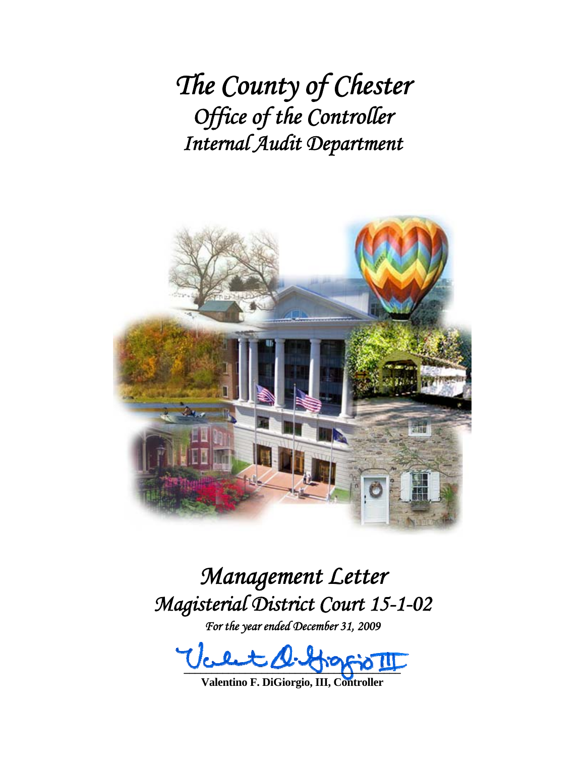# *The County of Chester*
## *Office of the Controller*
## *Internal Audit Department*

# *Management Letter*
## *Magisterial District Court 15-1-02*

*For the year ended December 31, 2009*

**Valentino F. DiGiorgio, III, Controller**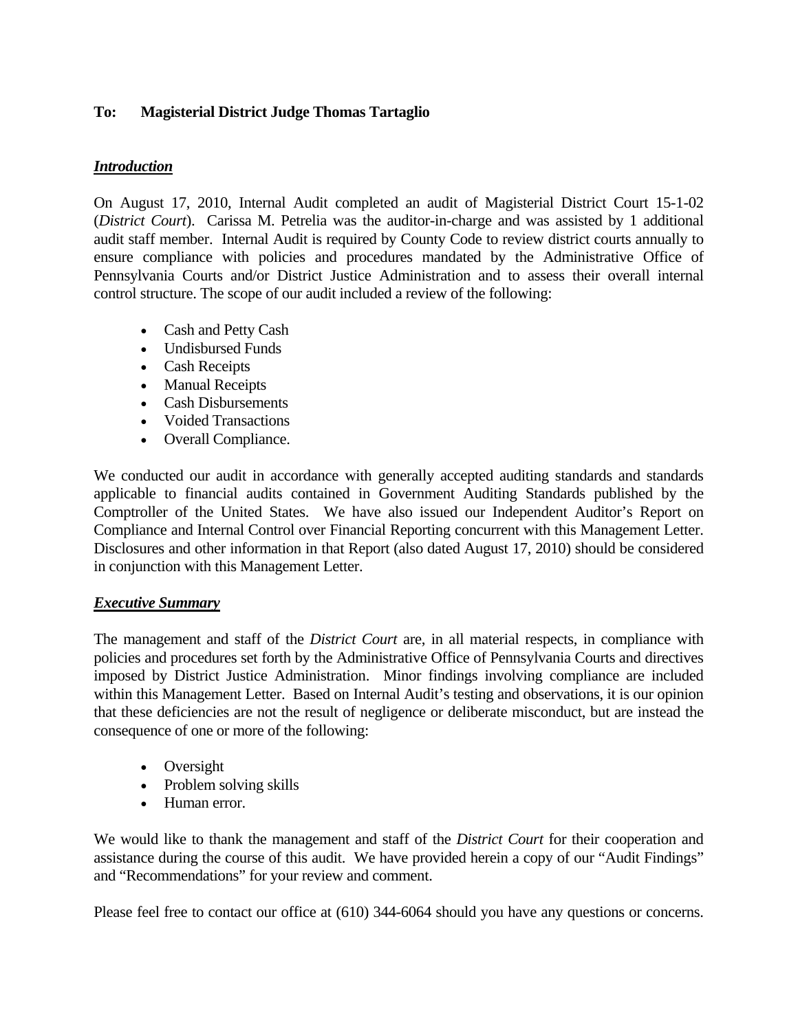**To: Magisterial District Judge Thomas Tartaglio**

***Introduction***

On August 17, 2010, Internal Audit completed an audit of Magisterial District Court 15-1-02 (*District Court*). Carissa M. Petrelia was the auditor-in-charge and was assisted by 1 additional audit staff member. Internal Audit is required by County Code to review district courts annually to ensure compliance with policies and procedures mandated by the Administrative Office of Pennsylvania Courts and/or District Justice Administration and to assess their overall internal control structure. The scope of our audit included a review of the following:

- Cash and Petty Cash
- Undisbursed Funds
- Cash Receipts
- Manual Receipts
- Cash Disbursements
- Voided Transactions
- Overall Compliance.

We conducted our audit in accordance with generally accepted auditing standards and standards applicable to financial audits contained in Government Auditing Standards published by the Comptroller of the United States. We have also issued our Independent Auditor's Report on Compliance and Internal Control over Financial Reporting concurrent with this Management Letter. Disclosures and other information in that Report (also dated August 17, 2010) should be considered in conjunction with this Management Letter.

***Executive Summary***

The management and staff of the *District Court* are, in all material respects, in compliance with policies and procedures set forth by the Administrative Office of Pennsylvania Courts and directives imposed by District Justice Administration. Minor findings involving compliance are included within this Management Letter. Based on Internal Audit's testing and observations, it is our opinion that these deficiencies are not the result of negligence or deliberate misconduct, but are instead the consequence of one or more of the following:

- Oversight
- Problem solving skills
- Human error.

We would like to thank the management and staff of the *District Court* for their cooperation and assistance during the course of this audit. We have provided herein a copy of our "Audit Findings" and "Recommendations" for your review and comment.

Please feel free to contact our office at (610) 344-6064 should you have any questions or concerns.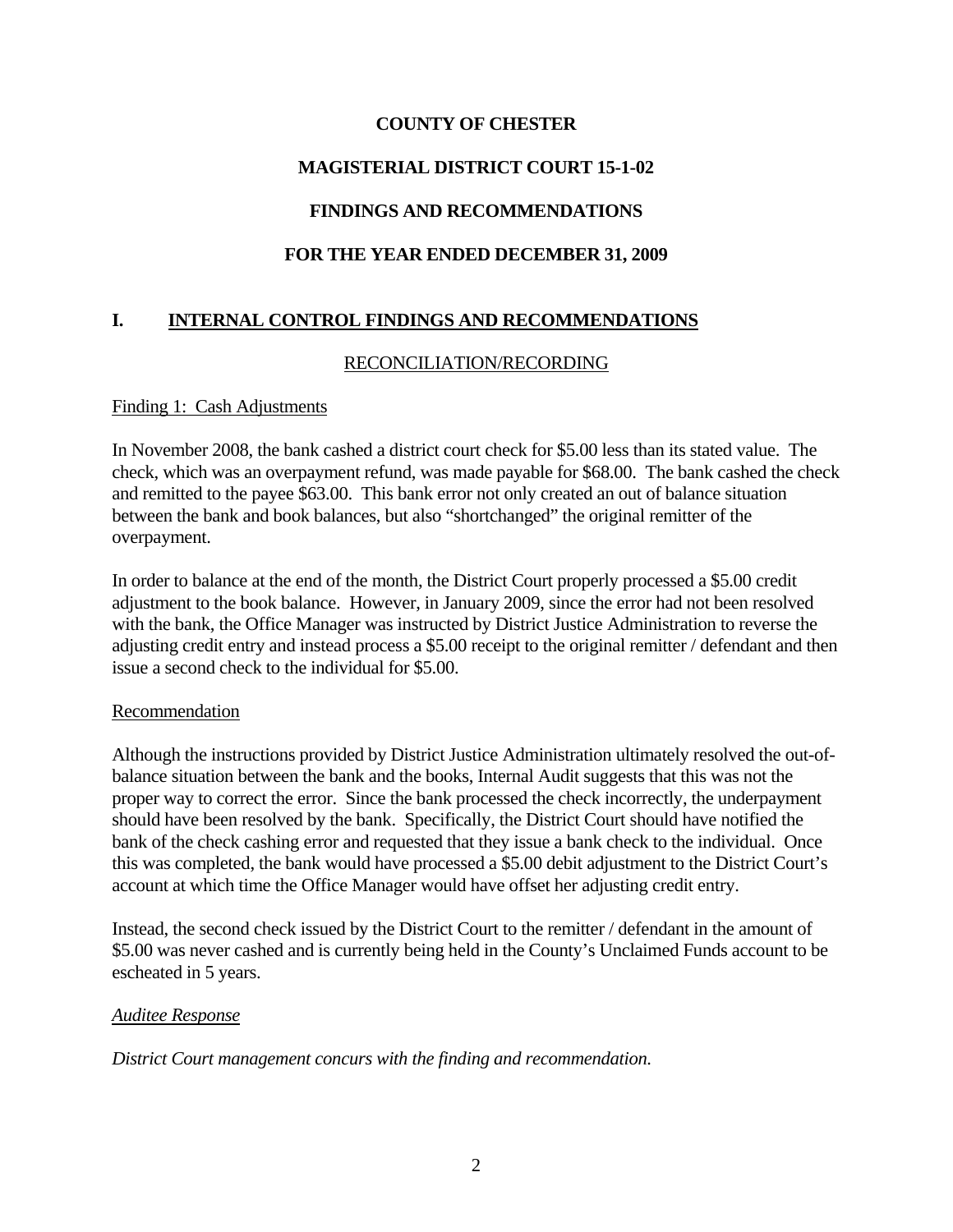# COUNTY OF CHESTER

# MAGISTERIAL DISTRICT COURT 15-1-02

# FINDINGS AND RECOMMENDATIONS

# FOR THE YEAR ENDED DECEMBER 31, 2009

## I. INTERNAL CONTROL FINDINGS AND RECOMMENDATIONS

### RECONCILIATION/RECORDING

Finding 1: Cash Adjustments

In November 2008, the bank cashed a district court check for $5.00 less than its stated value. The check, which was an overpayment refund, was made payable for $68.00. The bank cashed the check and remitted to the payee $63.00. This bank error not only created an out of balance situation between the bank and book balances, but also "shortchanged" the original remitter of the overpayment.

In order to balance at the end of the month, the District Court properly processed a $5.00 credit adjustment to the book balance. However, in January 2009, since the error had not been resolved with the bank, the Office Manager was instructed by District Justice Administration to reverse the adjusting credit entry and instead process a $5.00 receipt to the original remitter / defendant and then issue a second check to the individual for $5.00.

Recommendation

Although the instructions provided by District Justice Administration ultimately resolved the out-of-balance situation between the bank and the books, Internal Audit suggests that this was not the proper way to correct the error. Since the bank processed the check incorrectly, the underpayment should have been resolved by the bank. Specifically, the District Court should have notified the bank of the check cashing error and requested that they issue a bank check to the individual. Once this was completed, the bank would have processed a $5.00 debit adjustment to the District Court's account at which time the Office Manager would have offset her adjusting credit entry.

Instead, the second check issued by the District Court to the remitter / defendant in the amount of $5.00 was never cashed and is currently being held in the County's Unclaimed Funds account to be escheated in 5 years.

*Auditee Response*

*District Court management concurs with the finding and recommendation.*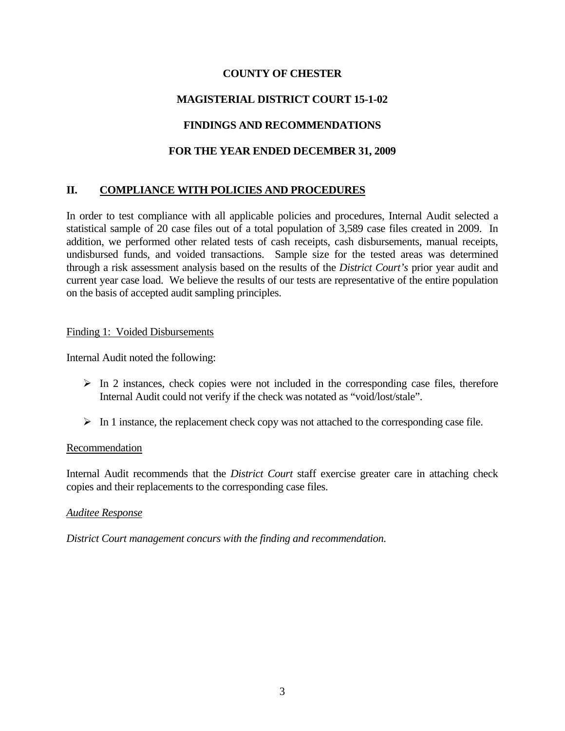**COUNTY OF CHESTER**

**MAGISTERIAL DISTRICT COURT 15-1-02**

**FINDINGS AND RECOMMENDATIONS**

**FOR THE YEAR ENDED DECEMBER 31, 2009**

## II. COMPLIANCE WITH POLICIES AND PROCEDURES

In order to test compliance with all applicable policies and procedures, Internal Audit selected a statistical sample of 20 case files out of a total population of 3,589 case files created in 2009. In addition, we performed other related tests of cash receipts, cash disbursements, manual receipts, undisbursed funds, and voided transactions. Sample size for the tested areas was determined through a risk assessment analysis based on the results of the *District Court's* prior year audit and current year case load. We believe the results of our tests are representative of the entire population on the basis of accepted audit sampling principles.

<u>Finding 1: Voided Disbursements</u>

Internal Audit noted the following:

- In 2 instances, check copies were not included in the corresponding case files, therefore Internal Audit could not verify if the check was notated as "void/lost/stale".
- In 1 instance, the replacement check copy was not attached to the corresponding case file.

<u>Recommendation</u>

Internal Audit recommends that the *District Court* staff exercise greater care in attaching check copies and their replacements to the corresponding case files.

*<u>Auditee Response</u>*

*District Court management concurs with the finding and recommendation.*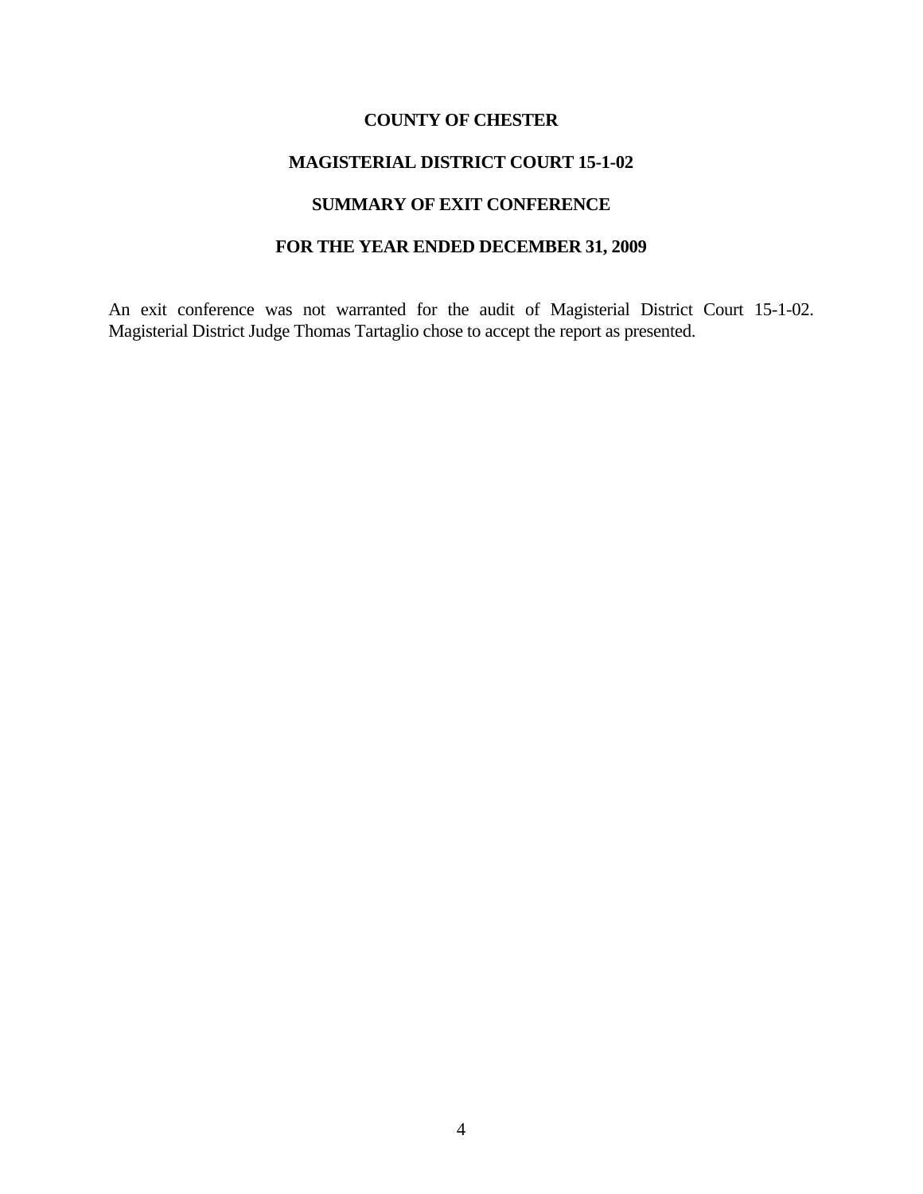**COUNTY OF CHESTER**

**MAGISTERIAL DISTRICT COURT 15-1-02**

**SUMMARY OF EXIT CONFERENCE**

**FOR THE YEAR ENDED DECEMBER 31, 2009**

An exit conference was not warranted for the audit of Magisterial District Court 15-1-02. Magisterial District Judge Thomas Tartaglio chose to accept the report as presented.